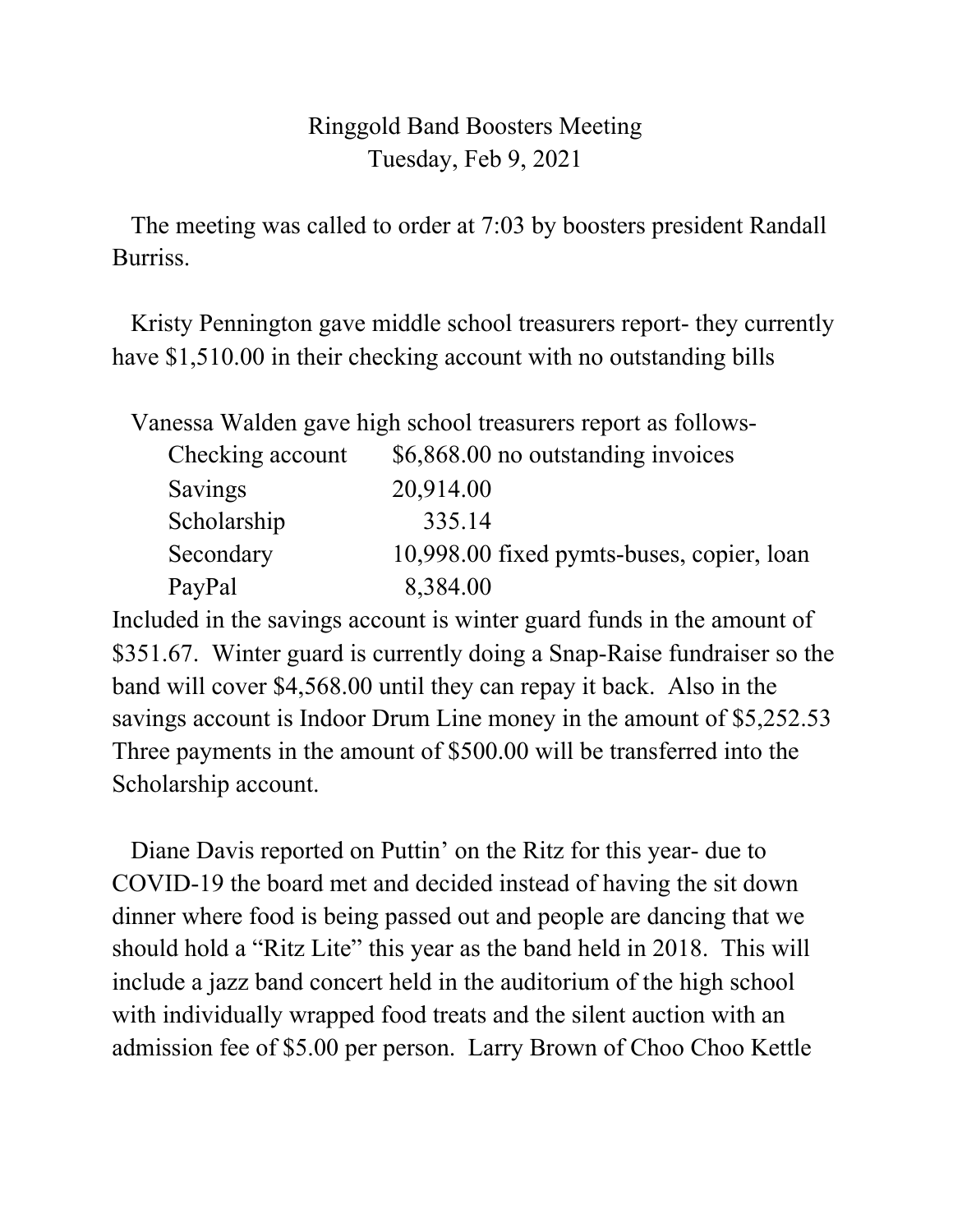Ringgold Band Boosters Meeting
Tuesday, Feb 9, 2021

The meeting was called to order at 7:03 by boosters president Randall Burriss.

Kristy Pennington gave middle school treasurers report- they currently have $1,510.00 in their checking account with no outstanding bills

Vanessa Walden gave high school treasurers report as follows-

| | |
|---|---|
| Checking account | $6,868.00 no outstanding invoices |
| Savings | 20,914.00 |
| Scholarship | 335.14 |
| Secondary | 10,998.00 fixed pymts-buses, copier, loan |
| PayPal | 8,384.00 |

Included in the savings account is winter guard funds in the amount of $351.67. Winter guard is currently doing a Snap-Raise fundraiser so the band will cover $4,568.00 until they can repay it back. Also in the savings account is Indoor Drum Line money in the amount of $5,252.53 Three payments in the amount of $500.00 will be transferred into the Scholarship account.

Diane Davis reported on Puttin' on the Ritz for this year- due to COVID-19 the board met and decided instead of having the sit down dinner where food is being passed out and people are dancing that we should hold a "Ritz Lite" this year as the band held in 2018. This will include a jazz band concert held in the auditorium of the high school with individually wrapped food treats and the silent auction with an admission fee of $5.00 per person. Larry Brown of Choo Choo Kettle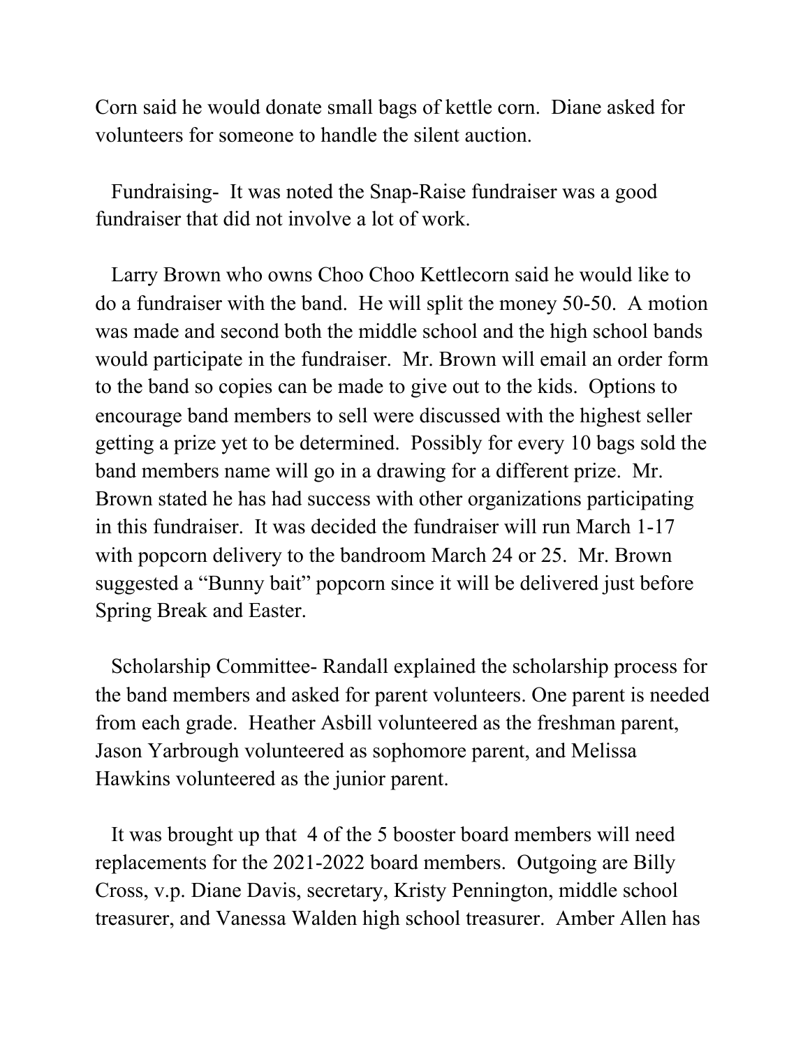Corn said he would donate small bags of kettle corn. Diane asked for volunteers for someone to handle the silent auction.

Fundraising- It was noted the Snap-Raise fundraiser was a good fundraiser that did not involve a lot of work.

Larry Brown who owns Choo Choo Kettlecorn said he would like to do a fundraiser with the band. He will split the money 50-50. A motion was made and second both the middle school and the high school bands would participate in the fundraiser. Mr. Brown will email an order form to the band so copies can be made to give out to the kids. Options to encourage band members to sell were discussed with the highest seller getting a prize yet to be determined. Possibly for every 10 bags sold the band members name will go in a drawing for a different prize. Mr. Brown stated he has had success with other organizations participating in this fundraiser. It was decided the fundraiser will run March 1-17 with popcorn delivery to the bandroom March 24 or 25. Mr. Brown suggested a "Bunny bait" popcorn since it will be delivered just before Spring Break and Easter.

Scholarship Committee- Randall explained the scholarship process for the band members and asked for parent volunteers. One parent is needed from each grade. Heather Asbill volunteered as the freshman parent, Jason Yarbrough volunteered as sophomore parent, and Melissa Hawkins volunteered as the junior parent.

It was brought up that 4 of the 5 booster board members will need replacements for the 2021-2022 board members. Outgoing are Billy Cross, v.p. Diane Davis, secretary, Kristy Pennington, middle school treasurer, and Vanessa Walden high school treasurer. Amber Allen has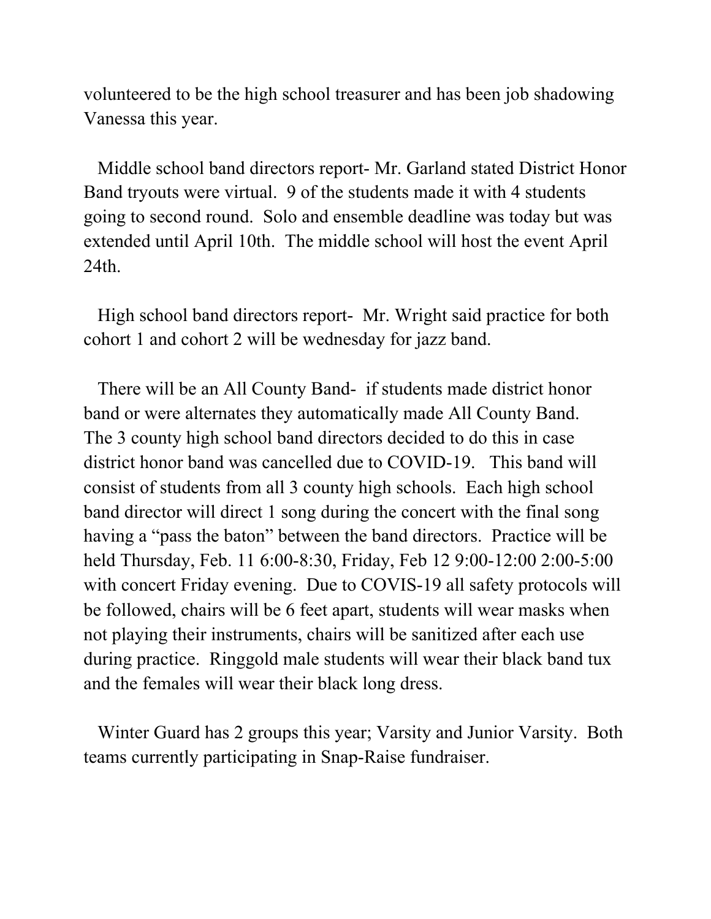volunteered to be the high school treasurer and has been job shadowing Vanessa this year.

Middle school band directors report- Mr. Garland stated District Honor Band tryouts were virtual.  9 of the students made it with 4 students going to second round.  Solo and ensemble deadline was today but was extended until April 10th.  The middle school will host the event April 24th.

High school band directors report-  Mr. Wright said practice for both cohort 1 and cohort 2 will be wednesday for jazz band.

There will be an All County Band-  if students made district honor band or were alternates they automatically made All County Band.  The 3 county high school band directors decided to do this in case district honor band was cancelled due to COVID-19.   This band will consist of students from all 3 county high schools.  Each high school band director will direct 1 song during the concert with the final song having a "pass the baton" between the band directors.  Practice will be held Thursday, Feb. 11 6:00-8:30, Friday, Feb 12 9:00-12:00 2:00-5:00 with concert Friday evening.  Due to COVIS-19 all safety protocols will be followed, chairs will be 6 feet apart, students will wear masks when not playing their instruments, chairs will be sanitized after each use during practice.  Ringgold male students will wear their black band tux and the females will wear their black long dress.

Winter Guard has 2 groups this year; Varsity and Junior Varsity.  Both teams currently participating in Snap-Raise fundraiser.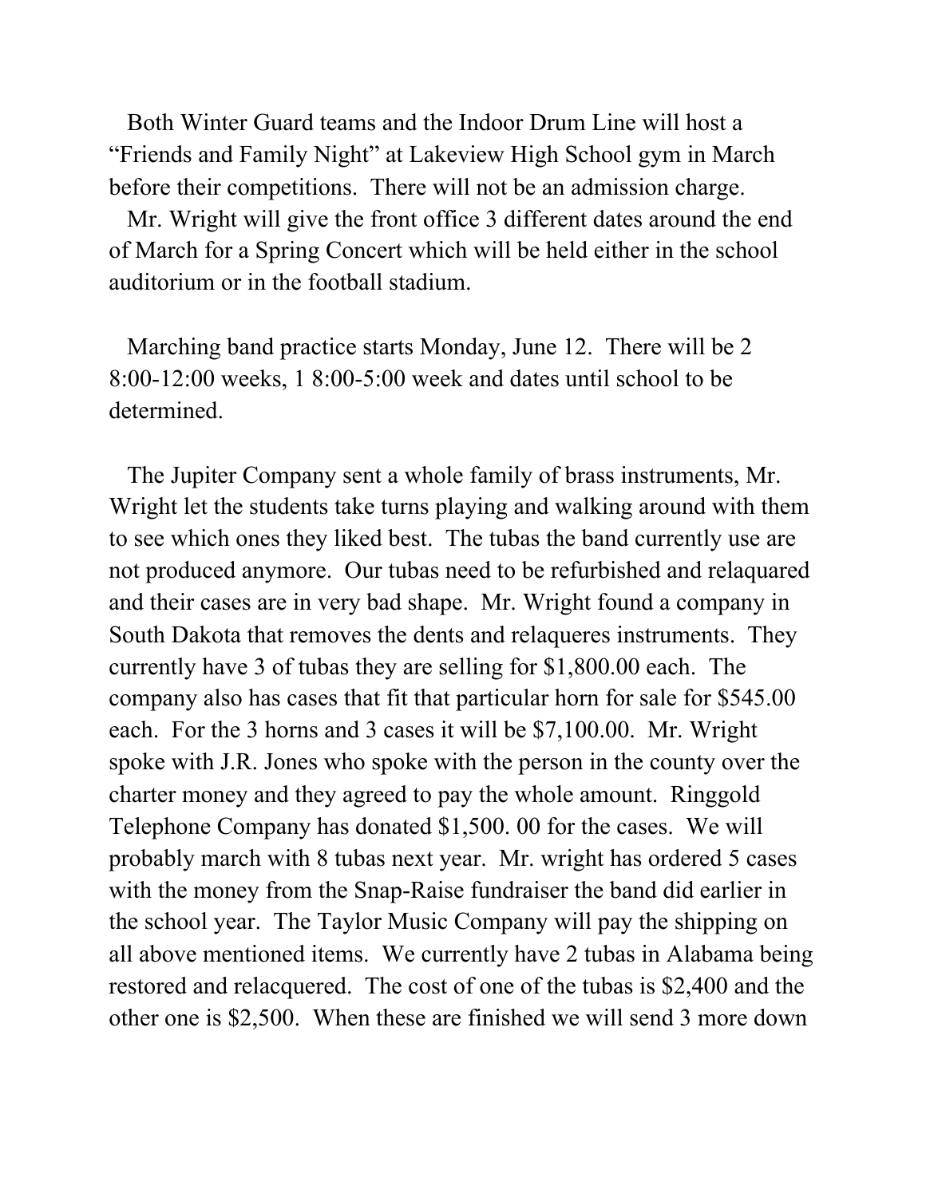Both Winter Guard teams and the Indoor Drum Line will host a "Friends and Family Night" at Lakeview High School gym in March before their competitions. There will not be an admission charge.
Mr. Wright will give the front office 3 different dates around the end of March for a Spring Concert which will be held either in the school auditorium or in the football stadium.

Marching band practice starts Monday, June 12. There will be 2 8:00-12:00 weeks, 1 8:00-5:00 week and dates until school to be determined.

The Jupiter Company sent a whole family of brass instruments, Mr. Wright let the students take turns playing and walking around with them to see which ones they liked best. The tubas the band currently use are not produced anymore. Our tubas need to be refurbished and relaquared and their cases are in very bad shape. Mr. Wright found a company in South Dakota that removes the dents and relaqueres instruments. They currently have 3 of tubas they are selling for $1,800.00 each. The company also has cases that fit that particular horn for sale for $545.00 each. For the 3 horns and 3 cases it will be $7,100.00. Mr. Wright spoke with J.R. Jones who spoke with the person in the county over the charter money and they agreed to pay the whole amount. Ringgold Telephone Company has donated $1,500. 00 for the cases. We will probably march with 8 tubas next year. Mr. wright has ordered 5 cases with the money from the Snap-Raise fundraiser the band did earlier in the school year. The Taylor Music Company will pay the shipping on all above mentioned items. We currently have 2 tubas in Alabama being restored and relacquered. The cost of one of the tubas is $2,400 and the other one is $2,500. When these are finished we will send 3 more down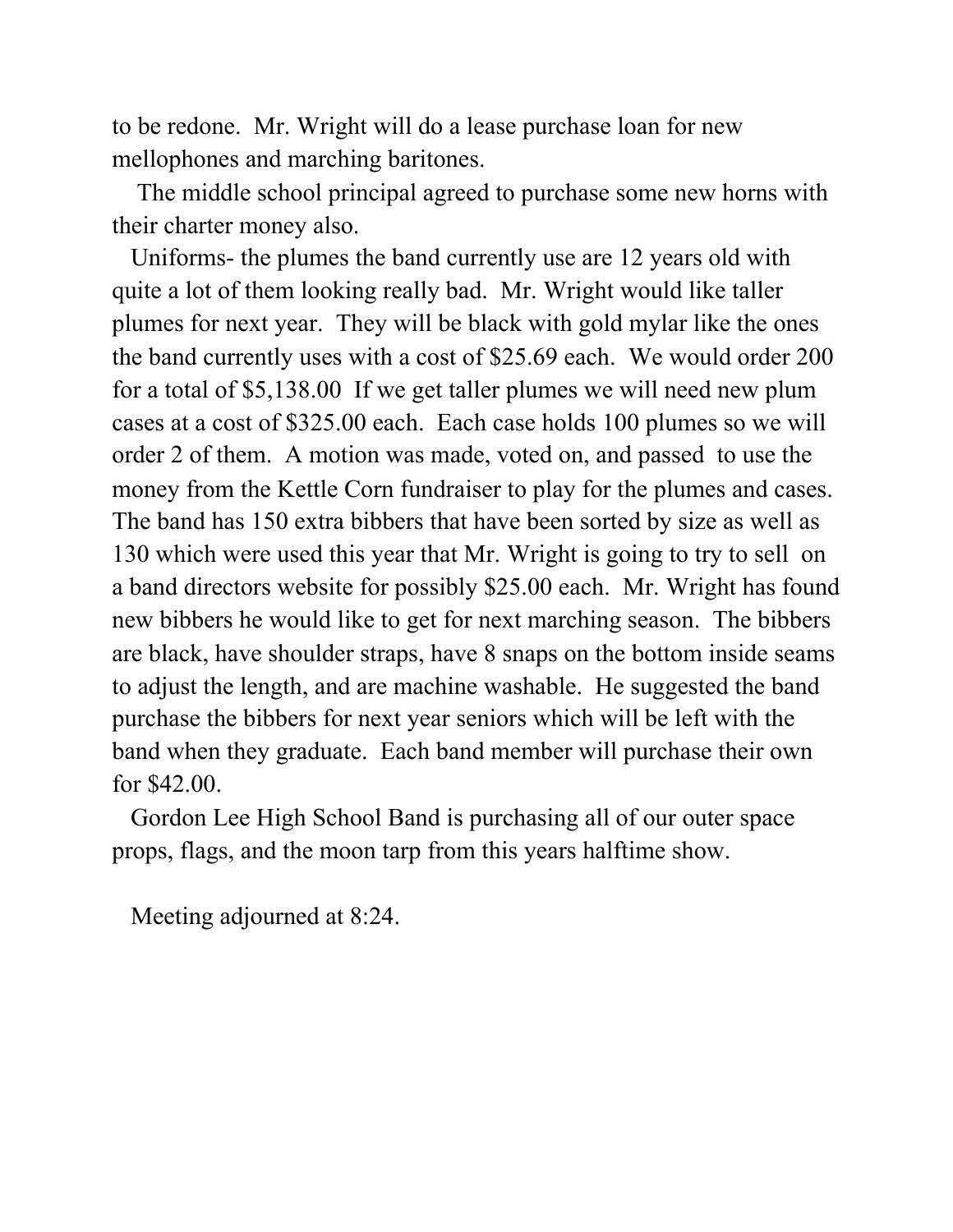to be redone. Mr. Wright will do a lease purchase loan for new mellophones and marching baritones.

The middle school principal agreed to purchase some new horns with their charter money also.

Uniforms- the plumes the band currently use are 12 years old with quite a lot of them looking really bad. Mr. Wright would like taller plumes for next year. They will be black with gold mylar like the ones the band currently uses with a cost of $25.69 each. We would order 200 for a total of $5,138.00 If we get taller plumes we will need new plum cases at a cost of $325.00 each. Each case holds 100 plumes so we will order 2 of them. A motion was made, voted on, and passed to use the money from the Kettle Corn fundraiser to play for the plumes and cases. The band has 150 extra bibbers that have been sorted by size as well as 130 which were used this year that Mr. Wright is going to try to sell on a band directors website for possibly $25.00 each. Mr. Wright has found new bibbers he would like to get for next marching season. The bibbers are black, have shoulder straps, have 8 snaps on the bottom inside seams to adjust the length, and are machine washable. He suggested the band purchase the bibbers for next year seniors which will be left with the band when they graduate. Each band member will purchase their own for $42.00.

Gordon Lee High School Band is purchasing all of our outer space props, flags, and the moon tarp from this years halftime show.

Meeting adjourned at 8:24.